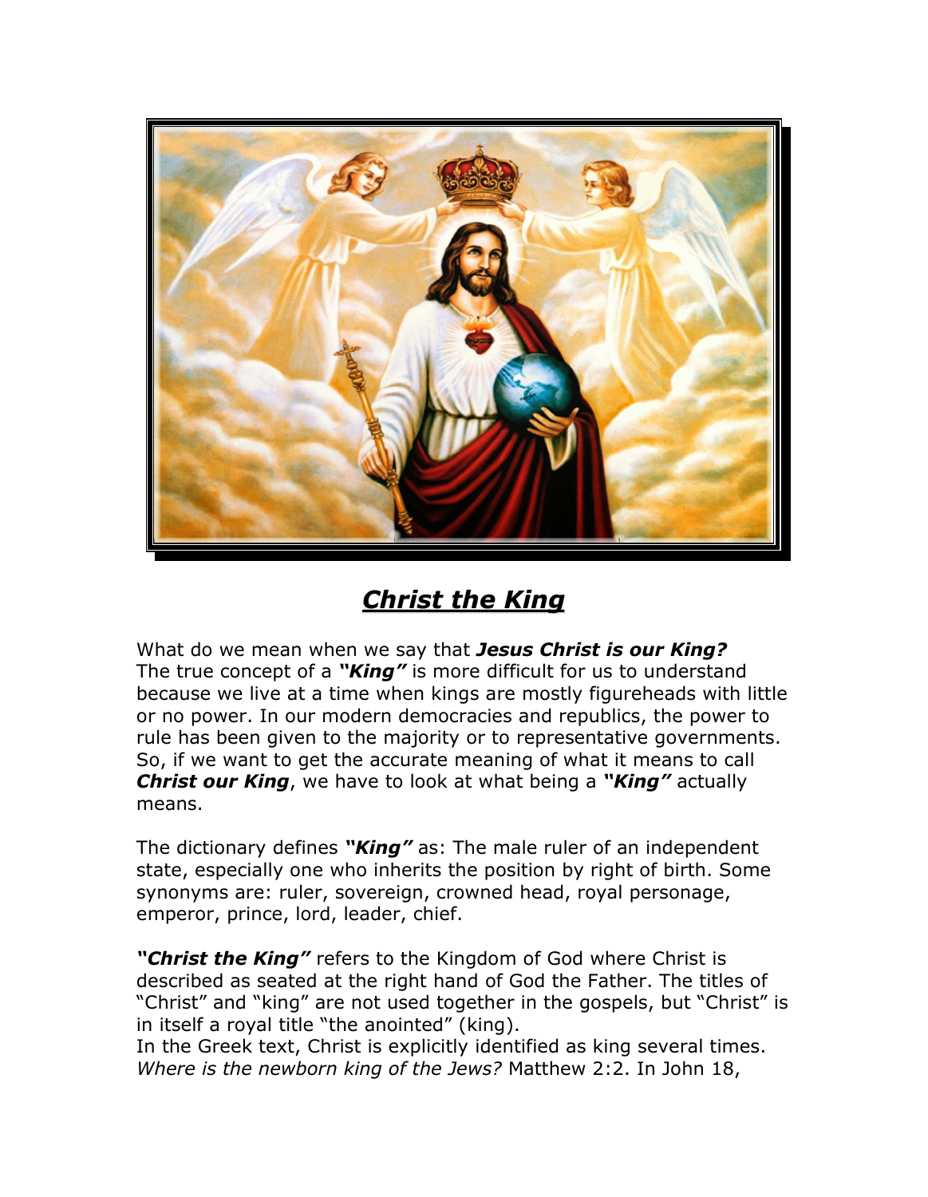# ***Christ the King***

What do we mean when we say that ***Jesus Christ is our King?*** The true concept of a ***"King"*** is more difficult for us to understand because we live at a time when kings are mostly figureheads with little or no power. In our modern democracies and republics, the power to rule has been given to the majority or to representative governments. So, if we want to get the accurate meaning of what it means to call ***Christ our King***, we have to look at what being a ***"King"*** actually means.

The dictionary defines ***"King"*** as: The male ruler of an independent state, especially one who inherits the position by right of birth. Some synonyms are: ruler, sovereign, crowned head, royal personage, emperor, prince, lord, leader, chief.

***"Christ the King"*** refers to the Kingdom of God where Christ is described as seated at the right hand of God the Father. The titles of "Christ" and "king" are not used together in the gospels, but "Christ" is in itself a royal title "the anointed" (king).
In the Greek text, Christ is explicitly identified as king several times. *Where is the newborn king of the Jews?* Matthew 2:2. In John 18,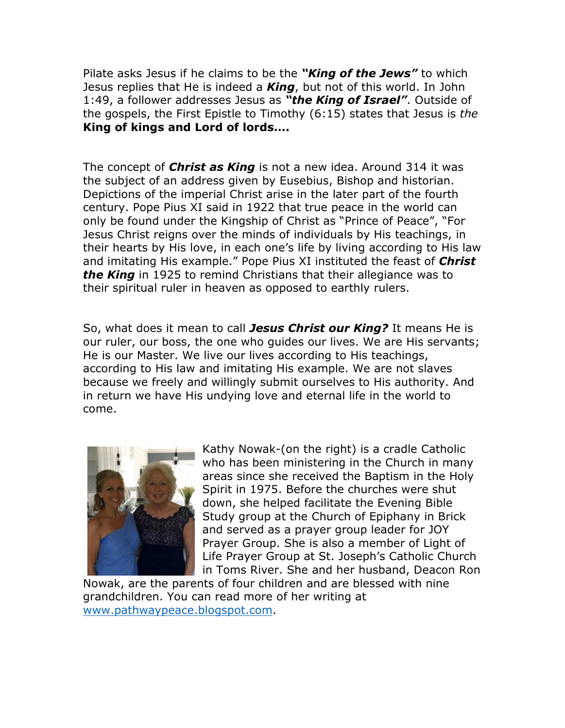Pilate asks Jesus if he claims to be the ***"King of the Jews"*** to which Jesus replies that He is indeed a ***King***, but not of this world. In John 1:49, a follower addresses Jesus as ***"the King of Israel"***. Outside of the gospels, the First Epistle to Timothy (6:15) states that Jesus is *the* **King of kings and Lord of lords….**

The concept of ***Christ as King*** is not a new idea. Around 314 it was the subject of an address given by Eusebius, Bishop and historian. Depictions of the imperial Christ arise in the later part of the fourth century. Pope Pius XI said in 1922 that true peace in the world can only be found under the Kingship of Christ as "Prince of Peace", "For Jesus Christ reigns over the minds of individuals by His teachings, in their hearts by His love, in each one's life by living according to His law and imitating His example." Pope Pius XI instituted the feast of ***Christ the King*** in 1925 to remind Christians that their allegiance was to their spiritual ruler in heaven as opposed to earthly rulers.

So, what does it mean to call ***Jesus Christ our King?*** It means He is our ruler, our boss, the one who guides our lives. We are His servants; He is our Master. We live our lives according to His teachings, according to His law and imitating His example. We are not slaves because we freely and willingly submit ourselves to His authority. And in return we have His undying love and eternal life in the world to come.

Kathy Nowak-(on the right) is a cradle Catholic who has been ministering in the Church in many areas since she received the Baptism in the Holy Spirit in 1975. Before the churches were shut down, she helped facilitate the Evening Bible Study group at the Church of Epiphany in Brick and served as a prayer group leader for JOY Prayer Group. She is also a member of Light of Life Prayer Group at St. Joseph's Catholic Church in Toms River. She and her husband, Deacon Ron Nowak, are the parents of four children and are blessed with nine grandchildren. You can read more of her writing at [www.pathwaypeace.blogspot.com](http://www.pathwaypeace.blogspot.com).